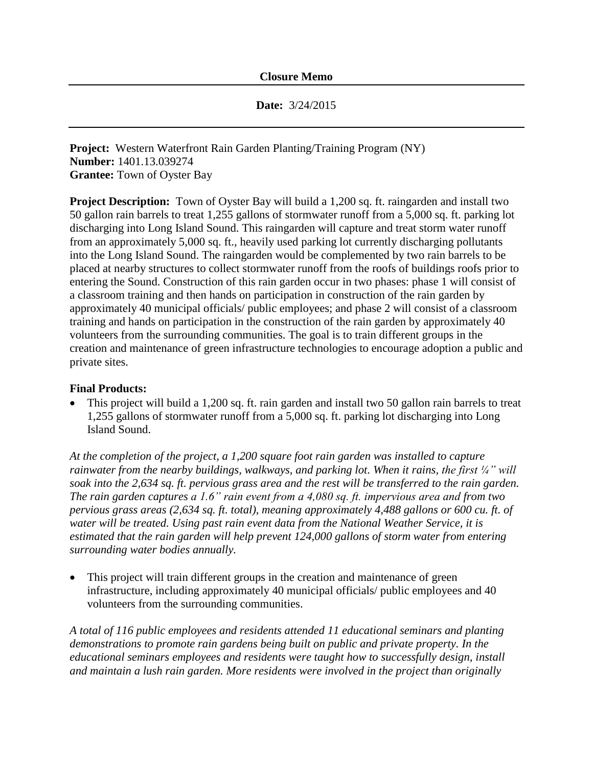**Closure Memo**

**Date:** 3/24/2015

---

**Project:** Western Waterfront Rain Garden Planting/Training Program (NY)
**Number:** 1401.13.039274
**Grantee:** Town of Oyster Bay

**Project Description:** Town of Oyster Bay will build a 1,200 sq. ft. raingarden and install two 50 gallon rain barrels to treat 1,255 gallons of stormwater runoff from a 5,000 sq. ft. parking lot discharging into Long Island Sound. This raingarden will capture and treat storm water runoff from an approximately 5,000 sq. ft., heavily used parking lot currently discharging pollutants into the Long Island Sound. The raingarden would be complemented by two rain barrels to be placed at nearby structures to collect stormwater runoff from the roofs of buildings roofs prior to entering the Sound. Construction of this rain garden occur in two phases: phase 1 will consist of a classroom training and then hands on participation in construction of the rain garden by approximately 40 municipal officials/ public employees; and phase 2 will consist of a classroom training and hands on participation in the construction of the rain garden by approximately 40 volunteers from the surrounding communities. The goal is to train different groups in the creation and maintenance of green infrastructure technologies to encourage adoption a public and private sites.

**Final Products:**

- This project will build a 1,200 sq. ft. rain garden and install two 50 gallon rain barrels to treat 1,255 gallons of stormwater runoff from a 5,000 sq. ft. parking lot discharging into Long Island Sound.

*At the completion of the project, a 1,200 square foot rain garden was installed to capture rainwater from the nearby buildings, walkways, and parking lot. When it rains, the first ¼" will soak into the 2,634 sq. ft. pervious grass area and the rest will be transferred to the rain garden. The rain garden captures a 1.6" rain event from a 4,080 sq. ft. impervious area and from two pervious grass areas (2,634 sq. ft. total), meaning approximately 4,488 gallons or 600 cu. ft. of water will be treated. Using past rain event data from the National Weather Service, it is estimated that the rain garden will help prevent 124,000 gallons of storm water from entering surrounding water bodies annually.*

- This project will train different groups in the creation and maintenance of green infrastructure, including approximately 40 municipal officials/ public employees and 40 volunteers from the surrounding communities.

*A total of 116 public employees and residents attended 11 educational seminars and planting demonstrations to promote rain gardens being built on public and private property. In the educational seminars employees and residents were taught how to successfully design, install and maintain a lush rain garden. More residents were involved in the project than originally*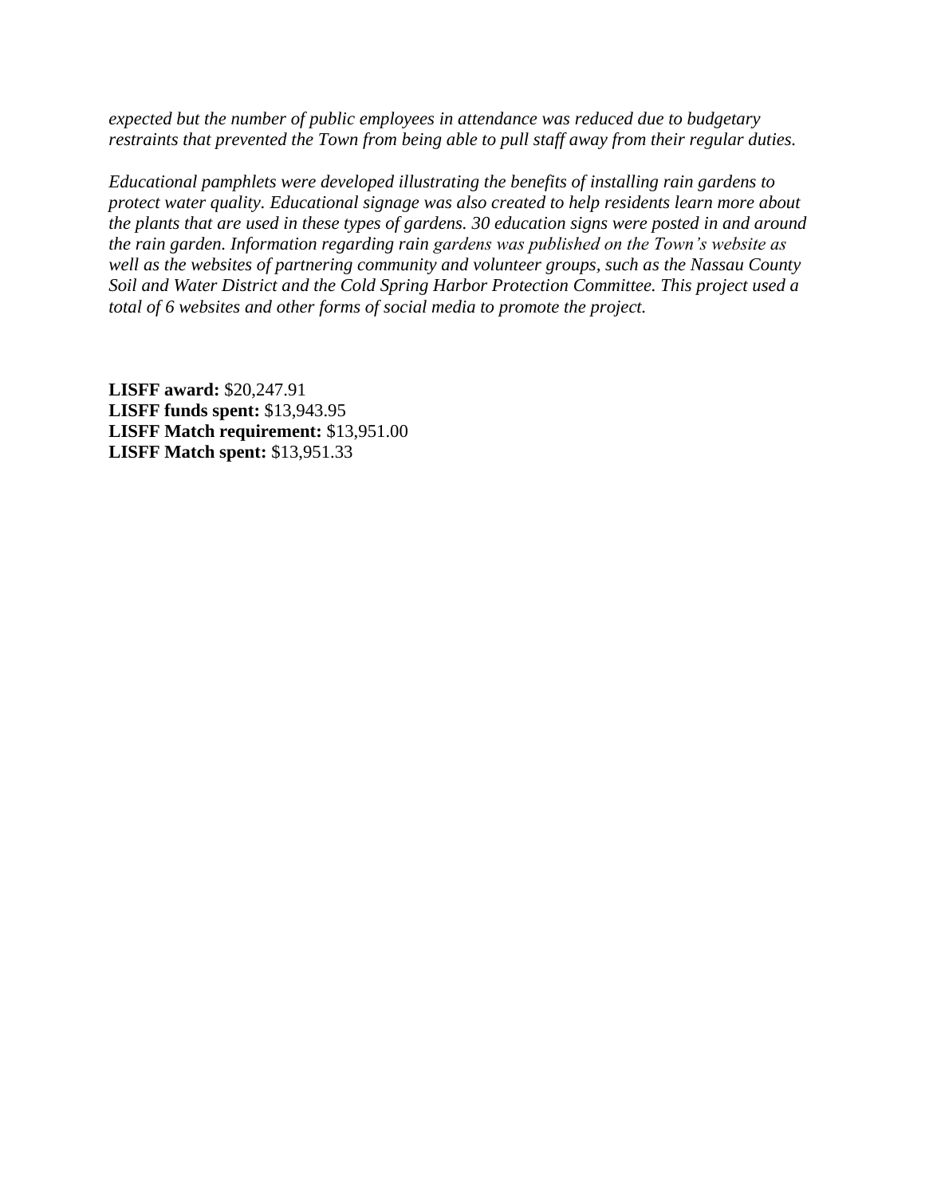*expected but the number of public employees in attendance was reduced due to budgetary restraints that prevented the Town from being able to pull staff away from their regular duties.*

*Educational pamphlets were developed illustrating the benefits of installing rain gardens to protect water quality. Educational signage was also created to help residents learn more about the plants that are used in these types of gardens. 30 education signs were posted in and around the rain garden. Information regarding rain gardens was published on the Town's website as well as the websites of partnering community and volunteer groups, such as the Nassau County Soil and Water District and the Cold Spring Harbor Protection Committee. This project used a total of 6 websites and other forms of social media to promote the project.*

**LISFF award:** \$20,247.91
**LISFF funds spent:** \$13,943.95
**LISFF Match requirement:** \$13,951.00
**LISFF Match spent:** \$13,951.33